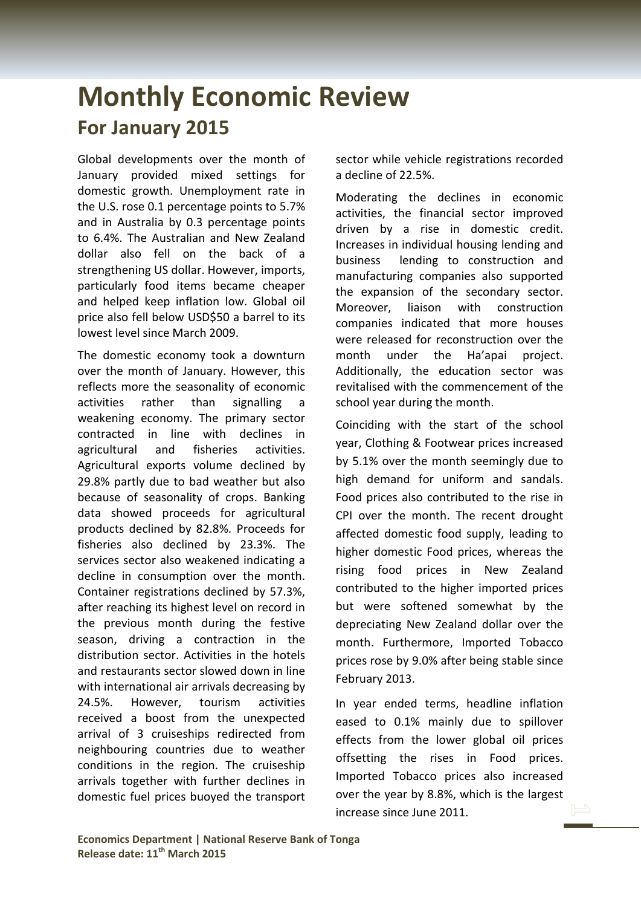# Monthly Economic Review

## For January 2015

Global developments over the month of January provided mixed settings for domestic growth. Unemployment rate in the U.S. rose 0.1 percentage points to 5.7% and in Australia by 0.3 percentage points to 6.4%. The Australian and New Zealand dollar also fell on the back of a strengthening US dollar. However, imports, particularly food items became cheaper and helped keep inflation low. Global oil price also fell below USD$50 a barrel to its lowest level since March 2009.

The domestic economy took a downturn over the month of January. However, this reflects more the seasonality of economic activities rather than signalling a weakening economy. The primary sector contracted in line with declines in agricultural and fisheries activities. Agricultural exports volume declined by 29.8% partly due to bad weather but also because of seasonality of crops. Banking data showed proceeds for agricultural products declined by 82.8%. Proceeds for fisheries also declined by 23.3%. The services sector also weakened indicating a decline in consumption over the month. Container registrations declined by 57.3%, after reaching its highest level on record in the previous month during the festive season, driving a contraction in the distribution sector. Activities in the hotels and restaurants sector slowed down in line with international air arrivals decreasing by 24.5%. However, tourism activities received a boost from the unexpected arrival of 3 cruiseships redirected from neighbouring countries due to weather conditions in the region. The cruiseship arrivals together with further declines in domestic fuel prices buoyed the transport sector while vehicle registrations recorded a decline of 22.5%.

Moderating the declines in economic activities, the financial sector improved driven by a rise in domestic credit. Increases in individual housing lending and business lending to construction and manufacturing companies also supported the expansion of the secondary sector. Moreover, liaison with construction companies indicated that more houses were released for reconstruction over the month under the Ha'apai project. Additionally, the education sector was revitalised with the commencement of the school year during the month.

Coinciding with the start of the school year, Clothing & Footwear prices increased by 5.1% over the month seemingly due to high demand for uniform and sandals. Food prices also contributed to the rise in CPI over the month. The recent drought affected domestic food supply, leading to higher domestic Food prices, whereas the rising food prices in New Zealand contributed to the higher imported prices but were softened somewhat by the depreciating New Zealand dollar over the month. Furthermore, Imported Tobacco prices rose by 9.0% after being stable since February 2013.

In year ended terms, headline inflation eased to 0.1% mainly due to spillover effects from the lower global oil prices offsetting the rises in Food prices. Imported Tobacco prices also increased over the year by 8.8%, which is the largest increase since June 2011.

**Economics Department | National Reserve Bank of Tonga**
**Release date: 11th March 2015**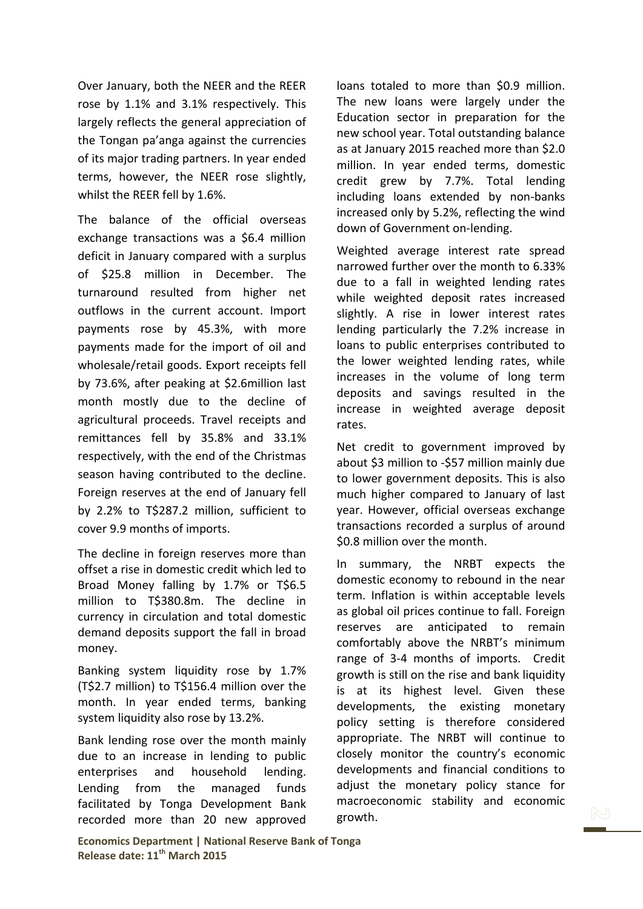Over January, both the NEER and the REER rose by 1.1% and 3.1% respectively. This largely reflects the general appreciation of the Tongan pa'anga against the currencies of its major trading partners. In year ended terms, however, the NEER rose slightly, whilst the REER fell by 1.6%.

The balance of the official overseas exchange transactions was a $6.4 million deficit in January compared with a surplus of $25.8 million in December. The turnaround resulted from higher net outflows in the current account. Import payments rose by 45.3%, with more payments made for the import of oil and wholesale/retail goods. Export receipts fell by 73.6%, after peaking at $2.6million last month mostly due to the decline of agricultural proceeds. Travel receipts and remittances fell by 35.8% and 33.1% respectively, with the end of the Christmas season having contributed to the decline. Foreign reserves at the end of January fell by 2.2% to T$287.2 million, sufficient to cover 9.9 months of imports.

The decline in foreign reserves more than offset a rise in domestic credit which led to Broad Money falling by 1.7% or T$6.5 million to T$380.8m. The decline in currency in circulation and total domestic demand deposits support the fall in broad money.

Banking system liquidity rose by 1.7% (T$2.7 million) to T$156.4 million over the month. In year ended terms, banking system liquidity also rose by 13.2%.

Bank lending rose over the month mainly due to an increase in lending to public enterprises and household lending. Lending from the managed funds facilitated by Tonga Development Bank recorded more than 20 new approved loans totaled to more than $0.9 million. The new loans were largely under the Education sector in preparation for the new school year. Total outstanding balance as at January 2015 reached more than $2.0 million. In year ended terms, domestic credit grew by 7.7%. Total lending including loans extended by non-banks increased only by 5.2%, reflecting the wind down of Government on-lending.

Weighted average interest rate spread narrowed further over the month to 6.33% due to a fall in weighted lending rates while weighted deposit rates increased slightly. A rise in lower interest rates lending particularly the 7.2% increase in loans to public enterprises contributed to the lower weighted lending rates, while increases in the volume of long term deposits and savings resulted in the increase in weighted average deposit rates.

Net credit to government improved by about $3 million to -$57 million mainly due to lower government deposits. This is also much higher compared to January of last year. However, official overseas exchange transactions recorded a surplus of around $0.8 million over the month.

In summary, the NRBT expects the domestic economy to rebound in the near term. Inflation is within acceptable levels as global oil prices continue to fall. Foreign reserves are anticipated to remain comfortably above the NRBT's minimum range of 3-4 months of imports. Credit growth is still on the rise and bank liquidity is at its highest level. Given these developments, the existing monetary policy setting is therefore considered appropriate. The NRBT will continue to closely monitor the country's economic developments and financial conditions to adjust the monetary policy stance for macroeconomic stability and economic growth.

**Economics Department | National Reserve Bank of Tonga**
**Release date: 11th March 2015**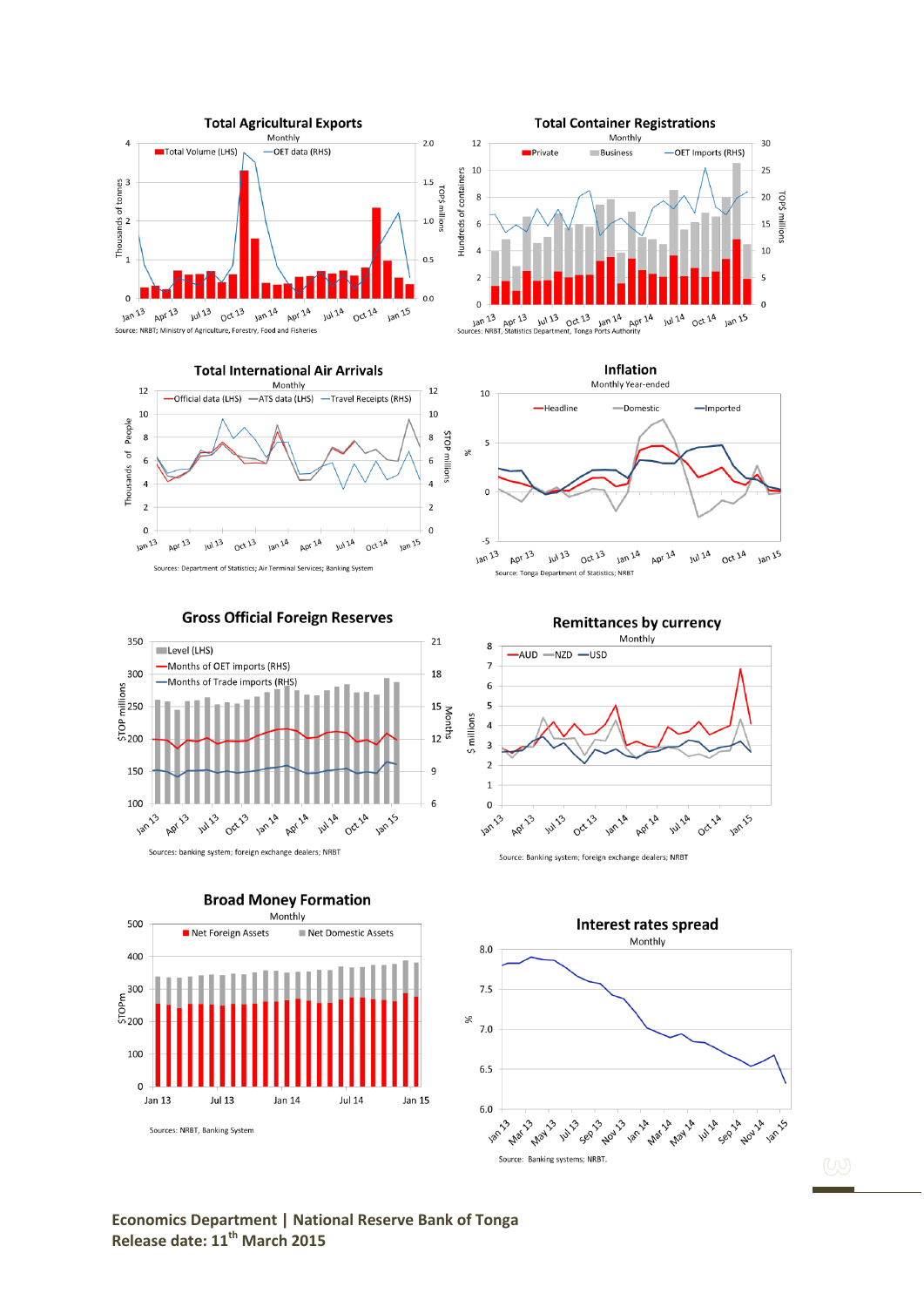## Total Agricultural Exports

Monthly

Total Volume (LHS)
OET data (RHS)

Thousands of tonnes
TOP$ millions

4
3
2
1
0

2.0
1.5
1.0
0.5
0.0

Jan 13 Apr 13 Jul 13 Oct 13 Jan 14 Apr 14 Jul 14 Oct 14 Jan 15

Source: NRBT; Ministry of Agriculture, Forestry, Food and Fisheries

## Total Container Registrations

Monthly

Private
Business
OET Imports (RHS)

Hundreds of containers
TOP$ millions

12
10
8
6
4
2
0

30
25
20
15
10
5
0

Jan 13 Apr 13 Jul 13 Oct 13 Jan 14 Apr 14 Jul 14 Oct 14 Jan 15

Sources: NRBT, Statistics Department, Tonga Ports Authority

## Total International Air Arrivals

Monthly

Official data (LHS)
ATS data (LHS)
Travel Receipts (RHS)

Thousands of People
$TOP millions

12
10
8
6
4
2
0

12
10
8
6
4
2
0

Jan 13 Apr 13 Jul 13 Oct 13 Jan 14 Apr 14 Jul 14 Oct 14 Jan 15

Sources: Department of Statistics; Air Terminal Services; Banking System

## Inflation

Monthly Year-ended

Headline
Domestic
Imported

%

10
5
0
-5

Jan 13 Apr 13 Jul 13 Oct 13 Jan 14 Apr 14 Jul 14 Oct 14 Jan 15

Source: Tonga Department of Statistics; NRBT

## Gross Official Foreign Reserves

Level (LHS)
Months of OET imports (RHS)
Months of Trade imports (RHS)

$TOP millions
Months

350
300
250
200
150
100

21
18
15
12
9
6

Jan 13 Apr 13 Jul 13 Oct 13 Jan 14 Apr 14 Jul 14 Oct 14 Jan 15

Sources: banking system; foreign exchange dealers; NRBT

## Remittances by currency

Monthly

AUD
NZD
USD

$ millions

8
7
6
5
4
3
2
1
0

Jan 13 Apr 13 Jul 13 Oct 13 Jan 14 Apr 14 Jul 14 Oct 14 Jan 15

Source: Banking system; foreign exchange dealers; NRBT

## Broad Money Formation

Monthly

Net Foreign Assets
Net Domestic Assets

$TOPm

500
400
300
200
100
0

Jan 13 Jul 13 Jan 14 Jul 14 Jan 15

Sources: NRBT, Banking System

## Interest rates spread

Monthly

%

8.0
7.5
7.0
6.5
6.0

Jan 13 Mar 13 May 13 Jul 13 Sep 13 Nov 13 Jan 14 Mar 14 May 14 Jul 14 Sep 14 Nov 14 Jan 15

Source: Banking systems; NRBT.

**Economics Department | National Reserve Bank of Tonga**
**Release date: 11th March 2015**